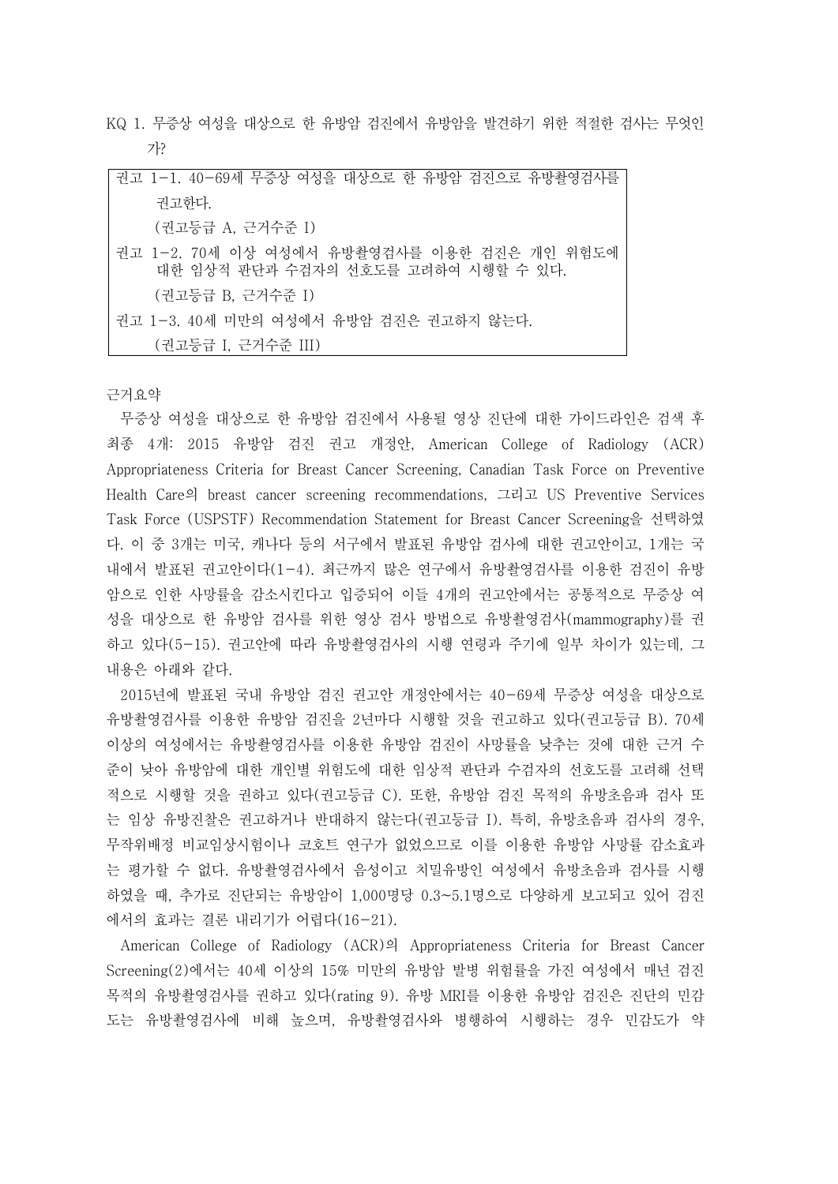KQ 1. 무증상 여성을 대상으로 한 유방암 검진에서 유방암을 발견하기 위한 적절한 검사는 무엇인가?

> 권고 1-1. 40-69세 무증상 여성을 대상으로 한 유방암 검진으로 유방촬영검사를 권고한다.
> (권고등급 A, 근거수준 I)
>
> 권고 1-2. 70세 이상 여성에서 유방촬영검사를 이용한 검진은 개인 위험도에 대한 임상적 판단과 수검자의 선호도를 고려하여 시행할 수 있다.
> (권고등급 B, 근거수준 I)
>
> 권고 1-3. 40세 미만의 여성에서 유방암 검진은 권고하지 않는다.
> (권고등급 I, 근거수준 III)

근거요약

무증상 여성을 대상으로 한 유방암 검진에서 사용될 영상 진단에 대한 가이드라인은 검색 후 최종 4개: 2015 유방암 검진 권고 개정안, American College of Radiology (ACR) Appropriateness Criteria for Breast Cancer Screening, Canadian Task Force on Preventive Health Care의 breast cancer screening recommendations, 그리고 US Preventive Services Task Force (USPSTF) Recommendation Statement for Breast Cancer Screening을 선택하였다. 이 중 3개는 미국, 캐나다 등의 서구에서 발표된 유방암 검사에 대한 권고안이고, 1개는 국내에서 발표된 권고안이다(1-4). 최근까지 많은 연구에서 유방촬영검사를 이용한 검진이 유방암으로 인한 사망률을 감소시킨다고 입증되어 이들 4개의 권고안에서는 공통적으로 무증상 여성을 대상으로 한 유방암 검사를 위한 영상 검사 방법으로 유방촬영검사(mammography)를 권하고 있다(5-15). 권고안에 따라 유방촬영검사의 시행 연령과 주기에 일부 차이가 있는데, 그 내용은 아래와 같다.

2015년에 발표된 국내 유방암 검진 권고안 개정안에서는 40-69세 무증상 여성을 대상으로 유방촬영검사를 이용한 유방암 검진을 2년마다 시행할 것을 권고하고 있다(권고등급 B). 70세 이상의 여성에서는 유방촬영검사를 이용한 유방암 검진이 사망률을 낮추는 것에 대한 근거 수준이 낮아 유방암에 대한 개인별 위험도에 대한 임상적 판단과 수검자의 선호도를 고려해 선택적으로 시행할 것을 권하고 있다(권고등급 C). 또한, 유방암 검진 목적의 유방초음파 검사 또는 임상 유방진찰은 권고하거나 반대하지 않는다(권고등급 I). 특히, 유방초음파 검사의 경우, 무작위배정 비교임상시험이나 코호트 연구가 없었으므로 이를 이용한 유방암 사망률 감소효과는 평가할 수 없다. 유방촬영검사에서 음성이고 치밀유방인 여성에서 유방초음파 검사를 시행하였을 때, 추가로 진단되는 유방암이 1,000명당 0.3~5.1명으로 다양하게 보고되고 있어 검진에서의 효과는 결론 내리기가 어렵다(16-21).

American College of Radiology (ACR)의 Appropriateness Criteria for Breast Cancer Screening(2)에서는 40세 이상의 15% 미만의 유방암 발병 위험률을 가진 여성에서 매년 검진 목적의 유방촬영검사를 권하고 있다(rating 9). 유방 MRI를 이용한 유방암 검진은 진단의 민감도는 유방촬영검사에 비해 높으며, 유방촬영검사와 병행하여 시행하는 경우 민감도가 약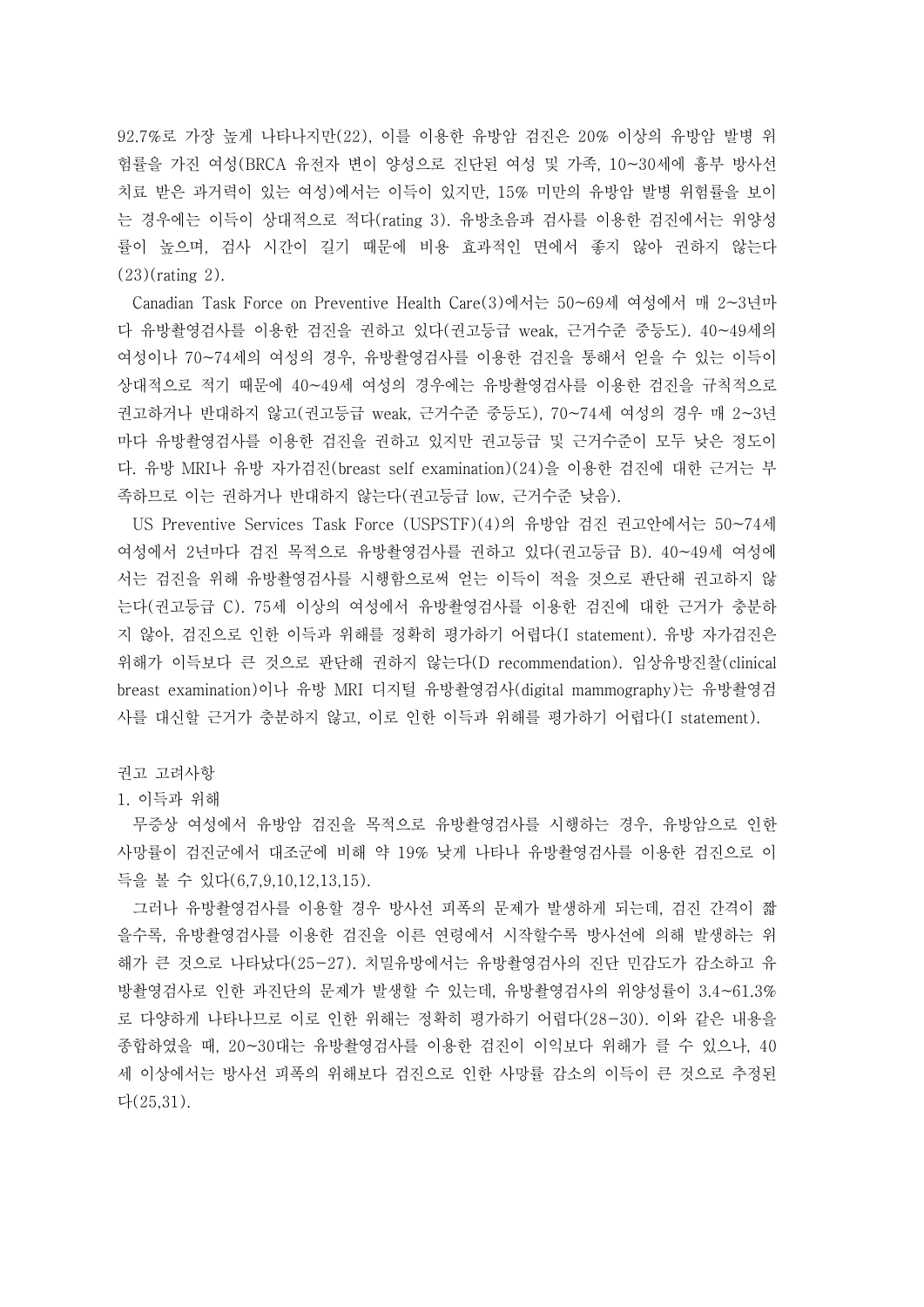92.7%로 가장 높게 나타나지만(22), 이를 이용한 유방암 검진은 20% 이상의 유방암 발병 위험률을 가진 여성(BRCA 유전자 변이 양성으로 진단된 여성 및 가족, 10~30세에 흉부 방사선 치료 받은 과거력이 있는 여성)에서는 이득이 있지만, 15% 미만의 유방암 발병 위험률을 보이는 경우에는 이득이 상대적으로 적다(rating 3). 유방초음파 검사를 이용한 검진에서는 위양성률이 높으며, 검사 시간이 길기 때문에 비용 효과적인 면에서 좋지 않아 권하지 않는다(23)(rating 2).

Canadian Task Force on Preventive Health Care(3)에서는 50~69세 여성에서 매 2~3년마다 유방촬영검사를 이용한 검진을 권하고 있다(권고등급 weak, 근거수준 중등도). 40~49세의 여성이나 70~74세의 여성의 경우, 유방촬영검사를 이용한 검진을 통해서 얻을 수 있는 이득이 상대적으로 적기 때문에 40~49세 여성의 경우에는 유방촬영검사를 이용한 검진을 규칙적으로 권고하거나 반대하지 않고(권고등급 weak, 근거수준 중등도), 70~74세 여성의 경우 매 2~3년마다 유방촬영검사를 이용한 검진을 권하고 있지만 권고등급 및 근거수준이 모두 낮은 정도이다. 유방 MRI나 유방 자가검진(breast self examination)(24)을 이용한 검진에 대한 근거는 부족하므로 이는 권하거나 반대하지 않는다(권고등급 low, 근거수준 낮음).

US Preventive Services Task Force (USPSTF)(4)의 유방암 검진 권고안에서는 50~74세 여성에서 2년마다 검진 목적으로 유방촬영검사를 권하고 있다(권고등급 B). 40~49세 여성에서는 검진을 위해 유방촬영검사를 시행함으로써 얻는 이득이 적을 것으로 판단해 권고하지 않는다(권고등급 C). 75세 이상의 여성에서 유방촬영검사를 이용한 검진에 대한 근거가 충분하지 않아, 검진으로 인한 이득과 위해를 정확히 평가하기 어렵다(I statement). 유방 자가검진은 위해가 이득보다 큰 것으로 판단해 권하지 않는다(D recommendation). 임상유방진찰(clinical breast examination)이나 유방 MRI 디지털 유방촬영검사(digital mammography)는 유방촬영검사를 대신할 근거가 충분하지 않고, 이로 인한 이득과 위해를 평가하기 어렵다(I statement).

권고 고려사항

1. 이득과 위해

무증상 여성에서 유방암 검진을 목적으로 유방촬영검사를 시행하는 경우, 유방암으로 인한 사망률이 검진군에서 대조군에 비해 약 19% 낮게 나타나 유방촬영검사를 이용한 검진으로 이득을 볼 수 있다(6,7,9,10,12,13,15).

그러나 유방촬영검사를 이용할 경우 방사선 피폭의 문제가 발생하게 되는데, 검진 간격이 짧을수록, 유방촬영검사를 이용한 검진을 이른 연령에서 시작할수록 방사선에 의해 발생하는 위해가 큰 것으로 나타났다(25-27). 치밀유방에서는 유방촬영검사의 진단 민감도가 감소하고 유방촬영검사로 인한 과진단의 문제가 발생할 수 있는데, 유방촬영검사의 위양성률이 3.4~61.3%로 다양하게 나타나므로 이로 인한 위해는 정확히 평가하기 어렵다(28-30). 이와 같은 내용을 종합하였을 때, 20~30대는 유방촬영검사를 이용한 검진이 이익보다 위해가 클 수 있으나, 40세 이상에서는 방사선 피폭의 위해보다 검진으로 인한 사망률 감소의 이득이 큰 것으로 추정된다(25,31).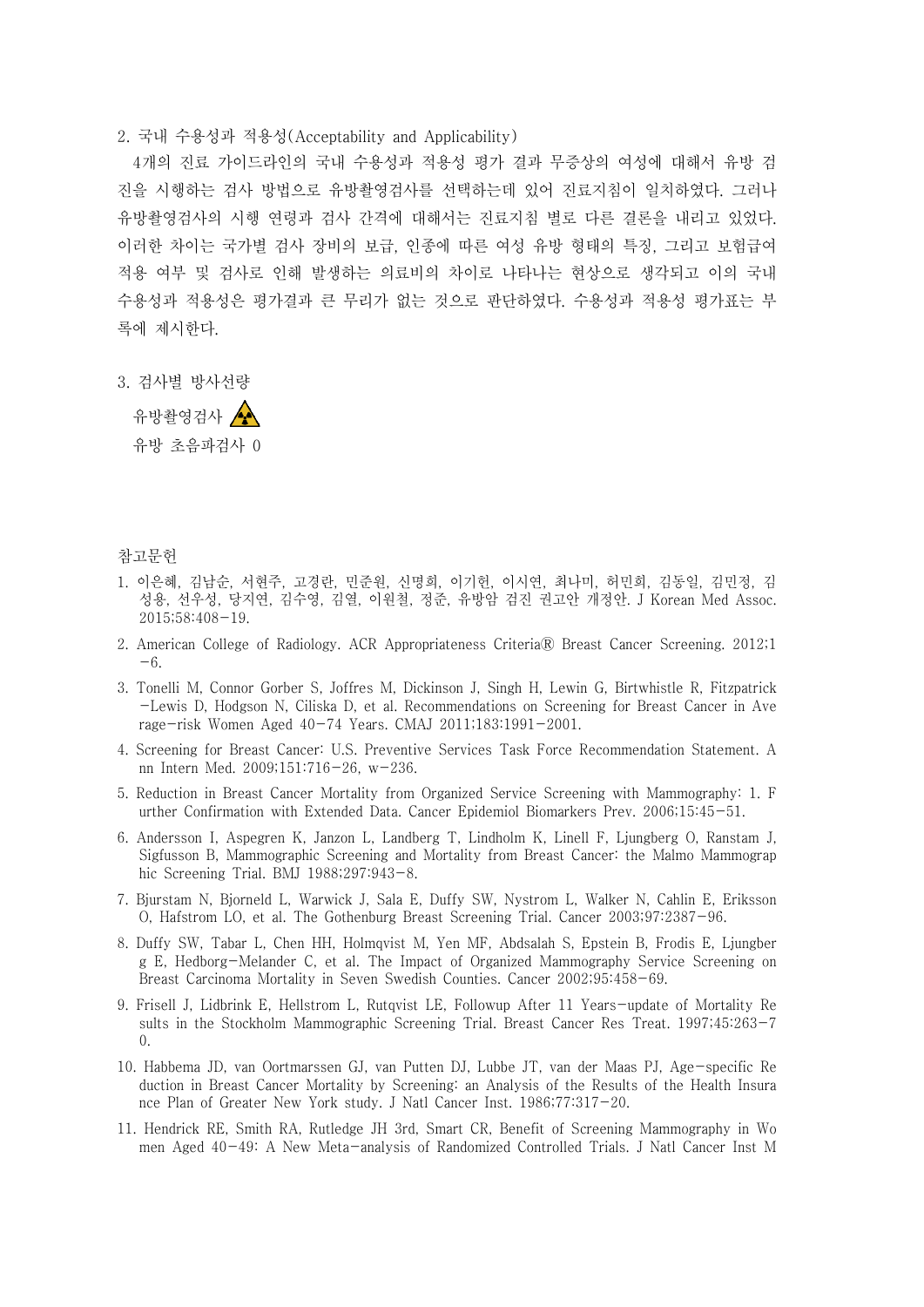2. 국내 수용성과 적용성(Acceptability and Applicability)

4개의 진료 가이드라인의 국내 수용성과 적용성 평가 결과 무증상의 여성에 대해서 유방 검진을 시행하는 검사 방법으로 유방촬영검사를 선택하는데 있어 진료지침이 일치하였다. 그러나 유방촬영검사의 시행 연령과 검사 간격에 대해서는 진료지침 별로 다른 결론을 내리고 있었다. 이러한 차이는 국가별 검사 장비의 보급, 인종에 따른 여성 유방 형태의 특징, 그리고 보험급여 적용 여부 및 검사로 인해 발생하는 의료비의 차이로 나타나는 현상으로 생각되고 이의 국내 수용성과 적용성은 평가결과 큰 무리가 없는 것으로 판단하였다. 수용성과 적용성 평가표는 부록에 제시한다.

3. 검사별 방사선량

유방촬영검사 ☢

유방 초음파검사 0

참고문헌

1. 이은혜, 김남순, 서현주, 고경란, 민준원, 신명희, 이기헌, 이시연, 최나미, 허민희, 김동일, 김민정, 김성용, 선우성, 당지연, 김수영, 김열, 이원철, 정준, 유방암 검진 권고안 개정안. J Korean Med Assoc. 2015;58:408-19.
2. American College of Radiology. ACR Appropriateness Criteria® Breast Cancer Screening. 2012;1-6.
3. Tonelli M, Connor Gorber S, Joffres M, Dickinson J, Singh H, Lewin G, Birtwhistle R, Fitzpatrick-Lewis D, Hodgson N, Ciliska D, et al. Recommendations on Screening for Breast Cancer in Average-risk Women Aged 40-74 Years. CMAJ 2011;183:1991-2001.
4. Screening for Breast Cancer: U.S. Preventive Services Task Force Recommendation Statement. Ann Intern Med. 2009;151:716-26, w-236.
5. Reduction in Breast Cancer Mortality from Organized Service Screening with Mammography: 1. Further Confirmation with Extended Data. Cancer Epidemiol Biomarkers Prev. 2006;15:45-51.
6. Andersson I, Aspegren K, Janzon L, Landberg T, Lindholm K, Linell F, Ljungberg O, Ranstam J, Sigfusson B, Mammographic Screening and Mortality from Breast Cancer: the Malmo Mammographic Screening Trial. BMJ 1988;297:943-8.
7. Bjurstam N, Bjorneld L, Warwick J, Sala E, Duffy SW, Nystrom L, Walker N, Cahlin E, Eriksson O, Hafstrom LO, et al. The Gothenburg Breast Screening Trial. Cancer 2003;97:2387-96.
8. Duffy SW, Tabar L, Chen HH, Holmqvist M, Yen MF, Abdsalah S, Epstein B, Frodis E, Ljungberg E, Hedborg-Melander C, et al. The Impact of Organized Mammography Service Screening on Breast Carcinoma Mortality in Seven Swedish Counties. Cancer 2002;95:458-69.
9. Frisell J, Lidbrink E, Hellstrom L, Rutqvist LE, Followup After 11 Years-update of Mortality Results in the Stockholm Mammographic Screening Trial. Breast Cancer Res Treat. 1997;45:263-70.
10. Habbema JD, van Oortmarssen GJ, van Putten DJ, Lubbe JT, van der Maas PJ, Age-specific Reduction in Breast Cancer Mortality by Screening: an Analysis of the Results of the Health Insurance Plan of Greater New York study. J Natl Cancer Inst. 1986;77:317-20.
11. Hendrick RE, Smith RA, Rutledge JH 3rd, Smart CR, Benefit of Screening Mammography in Women Aged 40-49: A New Meta-analysis of Randomized Controlled Trials. J Natl Cancer Inst M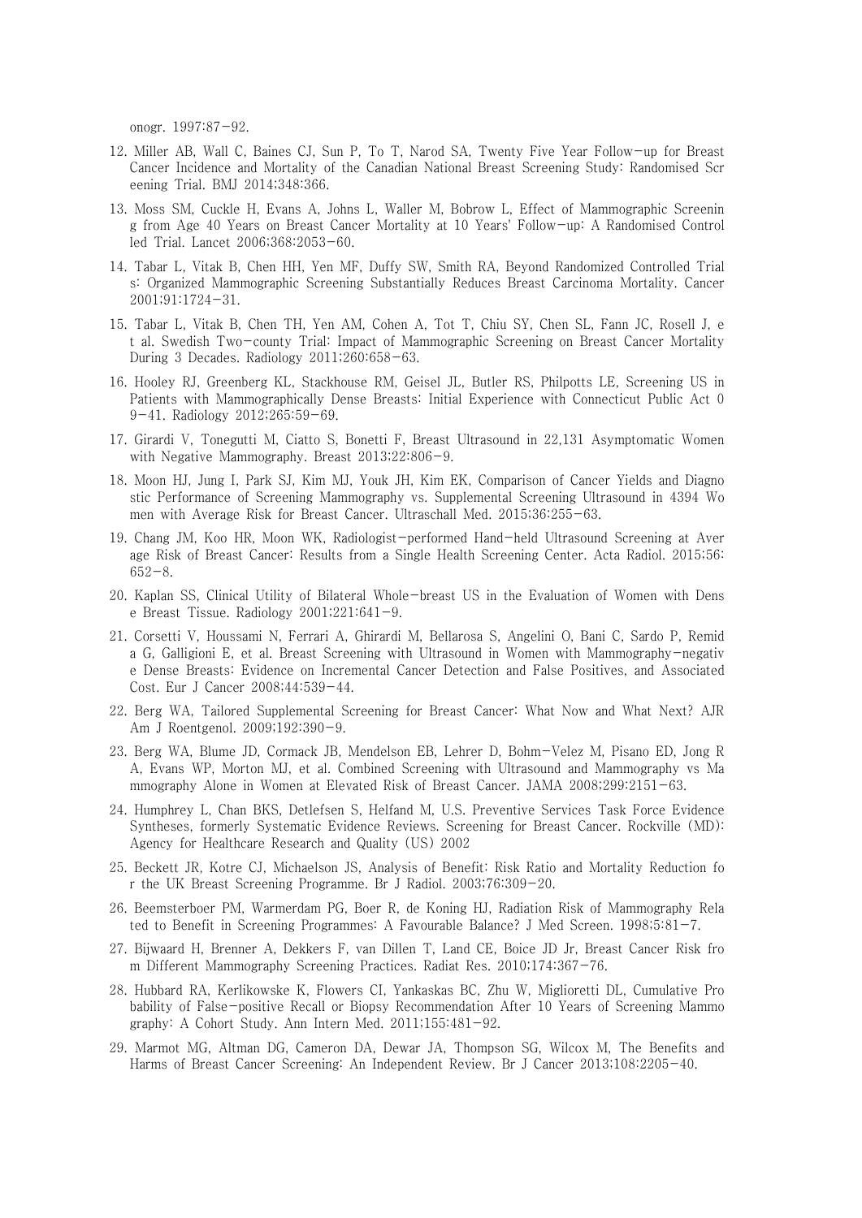onogr. 1997:87–92.

12. Miller AB, Wall C, Baines CJ, Sun P, To T, Narod SA, Twenty Five Year Follow–up for Breast Cancer Incidence and Mortality of the Canadian National Breast Screening Study: Randomised Screening Trial. BMJ 2014;348:366.

13. Moss SM, Cuckle H, Evans A, Johns L, Waller M, Bobrow L, Effect of Mammographic Screening from Age 40 Years on Breast Cancer Mortality at 10 Years' Follow–up: A Randomised Controlled Trial. Lancet 2006;368:2053–60.

14. Tabar L, Vitak B, Chen HH, Yen MF, Duffy SW, Smith RA, Beyond Randomized Controlled Trials: Organized Mammographic Screening Substantially Reduces Breast Carcinoma Mortality. Cancer 2001;91:1724–31.

15. Tabar L, Vitak B, Chen TH, Yen AM, Cohen A, Tot T, Chiu SY, Chen SL, Fann JC, Rosell J, et al. Swedish Two–county Trial: Impact of Mammographic Screening on Breast Cancer Mortality During 3 Decades. Radiology 2011;260:658–63.

16. Hooley RJ, Greenberg KL, Stackhouse RM, Geisel JL, Butler RS, Philpotts LE, Screening US in Patients with Mammographically Dense Breasts: Initial Experience with Connecticut Public Act 09–41. Radiology 2012;265:59–69.

17. Girardi V, Tonegutti M, Ciatto S, Bonetti F, Breast Ultrasound in 22,131 Asymptomatic Women with Negative Mammography. Breast 2013;22:806–9.

18. Moon HJ, Jung I, Park SJ, Kim MJ, Youk JH, Kim EK, Comparison of Cancer Yields and Diagnostic Performance of Screening Mammography vs. Supplemental Screening Ultrasound in 4394 Women with Average Risk for Breast Cancer. Ultraschall Med. 2015;36:255–63.

19. Chang JM, Koo HR, Moon WK, Radiologist–performed Hand–held Ultrasound Screening at Average Risk of Breast Cancer: Results from a Single Health Screening Center. Acta Radiol. 2015;56:652–8.

20. Kaplan SS, Clinical Utility of Bilateral Whole–breast US in the Evaluation of Women with Dense Breast Tissue. Radiology 2001;221:641–9.

21. Corsetti V, Houssami N, Ferrari A, Ghirardi M, Bellarosa S, Angelini O, Bani C, Sardo P, Remida G, Galligioni E, et al. Breast Screening with Ultrasound in Women with Mammography–negative Dense Breasts: Evidence on Incremental Cancer Detection and False Positives, and Associated Cost. Eur J Cancer 2008;44:539–44.

22. Berg WA, Tailored Supplemental Screening for Breast Cancer: What Now and What Next? AJR Am J Roentgenol. 2009;192:390–9.

23. Berg WA, Blume JD, Cormack JB, Mendelson EB, Lehrer D, Bohm–Velez M, Pisano ED, Jong RA, Evans WP, Morton MJ, et al. Combined Screening with Ultrasound and Mammography vs Mammography Alone in Women at Elevated Risk of Breast Cancer. JAMA 2008;299:2151–63.

24. Humphrey L, Chan BKS, Detlefsen S, Helfand M, U.S. Preventive Services Task Force Evidence Syntheses, formerly Systematic Evidence Reviews. Screening for Breast Cancer. Rockville (MD): Agency for Healthcare Research and Quality (US) 2002

25. Beckett JR, Kotre CJ, Michaelson JS, Analysis of Benefit: Risk Ratio and Mortality Reduction for the UK Breast Screening Programme. Br J Radiol. 2003;76:309–20.

26. Beemsterboer PM, Warmerdam PG, Boer R, de Koning HJ, Radiation Risk of Mammography Related to Benefit in Screening Programmes: A Favourable Balance? J Med Screen. 1998;5:81–7.

27. Bijwaard H, Brenner A, Dekkers F, van Dillen T, Land CE, Boice JD Jr, Breast Cancer Risk from Different Mammography Screening Practices. Radiat Res. 2010;174:367–76.

28. Hubbard RA, Kerlikowske K, Flowers CI, Yankaskas BC, Zhu W, Miglioretti DL, Cumulative Probability of False–positive Recall or Biopsy Recommendation After 10 Years of Screening Mammography: A Cohort Study. Ann Intern Med. 2011;155:481–92.

29. Marmot MG, Altman DG, Cameron DA, Dewar JA, Thompson SG, Wilcox M, The Benefits and Harms of Breast Cancer Screening: An Independent Review. Br J Cancer 2013;108:2205–40.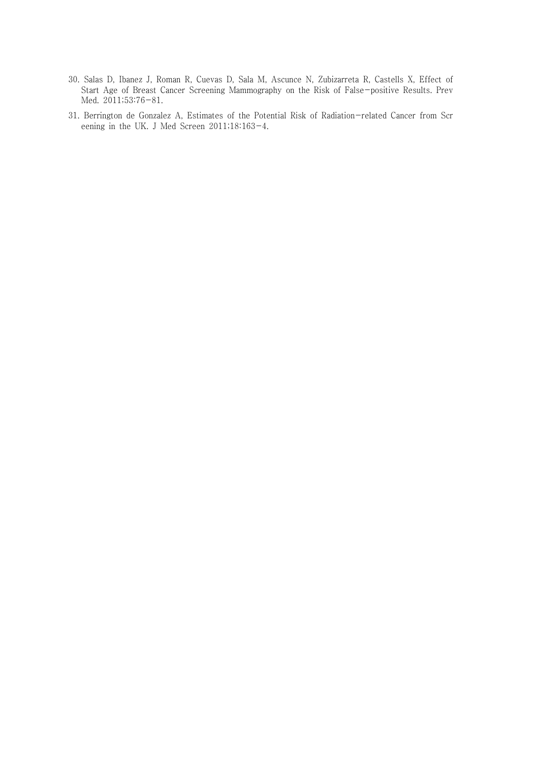30. Salas D, Ibanez J, Roman R, Cuevas D, Sala M, Ascunce N, Zubizarreta R, Castells X, Effect of Start Age of Breast Cancer Screening Mammography on the Risk of False−positive Results. Prev Med. 2011;53:76−81.

31. Berrington de Gonzalez A, Estimates of the Potential Risk of Radiation−related Cancer from Scr eening in the UK. J Med Screen 2011;18:163−4.